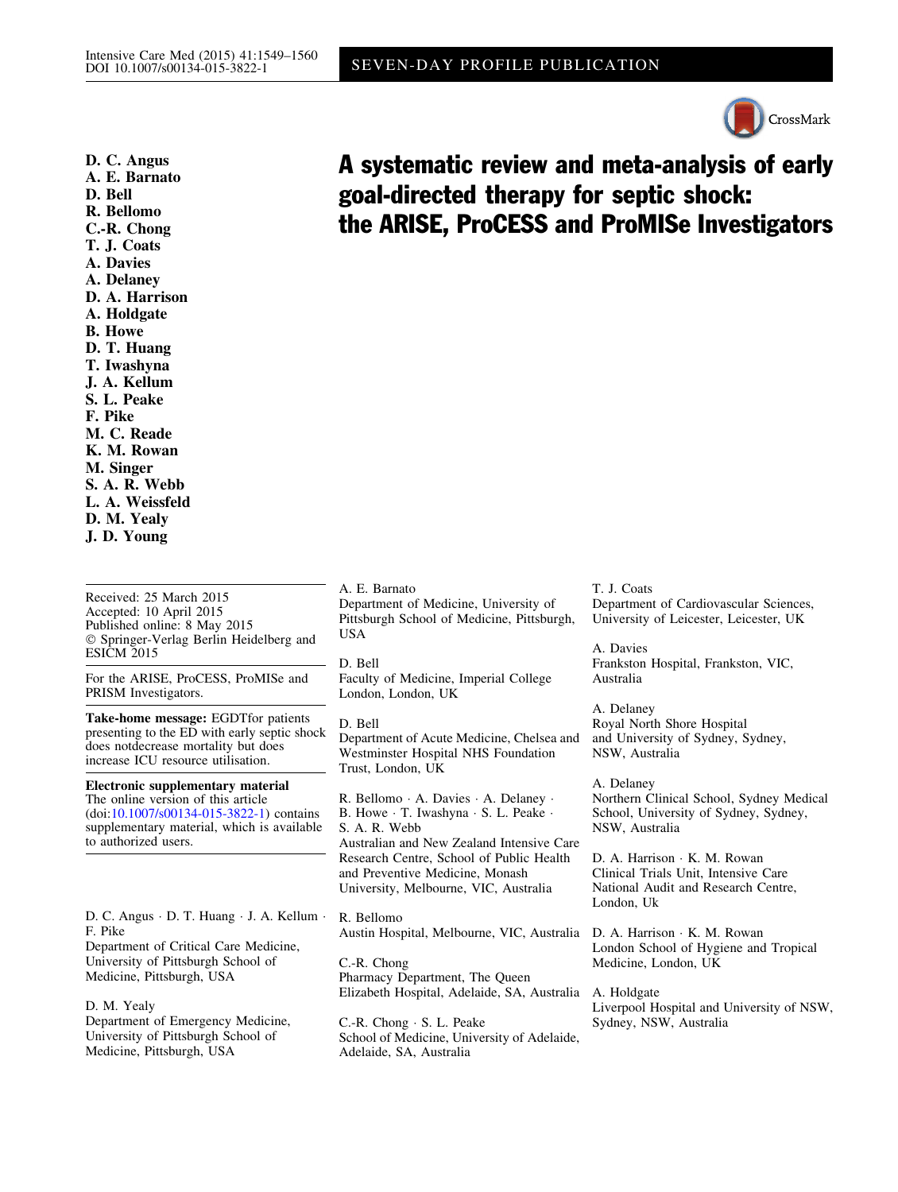SEVEN-DAY PROFILE PUBLICATION

# A systematic review and meta-analysis of early goal-directed therapy for septic shock: the ARISE, ProCESS and ProMISe Investigators

**D. C. Angus**
**A. E. Barnato**
**D. Bell**
**R. Bellomo**
**C.-R. Chong**
**T. J. Coats**
**A. Davies**
**A. Delaney**
**D. A. Harrison**
**A. Holdgate**
**B. Howe**
**D. T. Huang**
**T. Iwashyna**
**J. A. Kellum**
**S. L. Peake**
**F. Pike**
**M. C. Reade**
**K. M. Rowan**
**M. Singer**
**S. A. R. Webb**
**L. A. Weissfeld**
**D. M. Yealy**
**J. D. Young**

Received: 25 March 2015
Accepted: 10 April 2015
Published online: 8 May 2015
© Springer-Verlag Berlin Heidelberg and ESICM 2015

For the ARISE, ProCESS, ProMISe and PRISM Investigators.

**Take-home message:** EGDTfor patients presenting to the ED with early septic shock does notdecrease mortality but does increase ICU resource utilisation.

**Electronic supplementary material** The online version of this article (doi:10.1007/s00134-015-3822-1) contains supplementary material, which is available to authorized users.

D. C. Angus · D. T. Huang · J. A. Kellum · F. Pike
Department of Critical Care Medicine, University of Pittsburgh School of Medicine, Pittsburgh, USA

D. M. Yealy
Department of Emergency Medicine, University of Pittsburgh School of Medicine, Pittsburgh, USA

A. E. Barnato
Department of Medicine, University of Pittsburgh School of Medicine, Pittsburgh, USA

D. Bell
Faculty of Medicine, Imperial College London, London, UK

D. Bell
Department of Acute Medicine, Chelsea and Westminster Hospital NHS Foundation Trust, London, UK

R. Bellomo · A. Davies · A. Delaney · B. Howe · T. Iwashyna · S. L. Peake · S. A. R. Webb
Australian and New Zealand Intensive Care Research Centre, School of Public Health and Preventive Medicine, Monash University, Melbourne, VIC, Australia

R. Bellomo
Austin Hospital, Melbourne, VIC, Australia

C.-R. Chong
Pharmacy Department, The Queen Elizabeth Hospital, Adelaide, SA, Australia

C.-R. Chong · S. L. Peake
School of Medicine, University of Adelaide, Adelaide, SA, Australia

T. J. Coats
Department of Cardiovascular Sciences, University of Leicester, Leicester, UK

A. Davies
Frankston Hospital, Frankston, VIC, Australia

A. Delaney
Royal North Shore Hospital and University of Sydney, Sydney, NSW, Australia

A. Delaney
Northern Clinical School, Sydney Medical School, University of Sydney, Sydney, NSW, Australia

D. A. Harrison · K. M. Rowan
Clinical Trials Unit, Intensive Care National Audit and Research Centre, London, Uk

D. A. Harrison · K. M. Rowan
London School of Hygiene and Tropical Medicine, London, UK

A. Holdgate
Liverpool Hospital and University of NSW, Sydney, NSW, Australia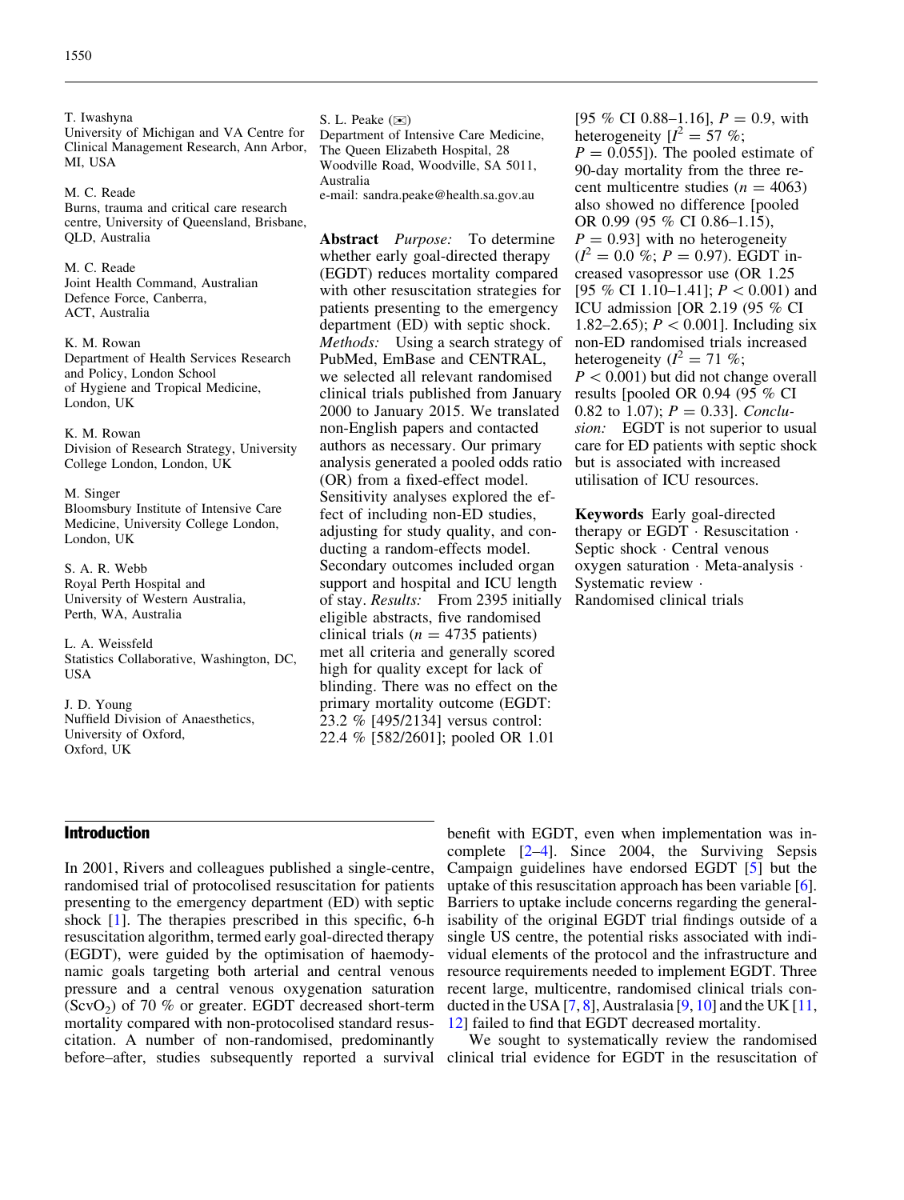T. Iwashyna
University of Michigan and VA Centre for Clinical Management Research, Ann Arbor, MI, USA

M. C. Reade
Burns, trauma and critical care research centre, University of Queensland, Brisbane, QLD, Australia

M. C. Reade
Joint Health Command, Australian Defence Force, Canberra, ACT, Australia

K. M. Rowan
Department of Health Services Research and Policy, London School of Hygiene and Tropical Medicine, London, UK

K. M. Rowan
Division of Research Strategy, University College London, London, UK

M. Singer
Bloomsbury Institute of Intensive Care Medicine, University College London, London, UK

S. A. R. Webb
Royal Perth Hospital and University of Western Australia, Perth, WA, Australia

L. A. Weissfeld
Statistics Collaborative, Washington, DC, USA

J. D. Young
Nuffield Division of Anaesthetics, University of Oxford, Oxford, UK

S. L. Peake (✉)
Department of Intensive Care Medicine, The Queen Elizabeth Hospital, 28 Woodville Road, Woodville, SA 5011, Australia
e-mail: sandra.peake@health.sa.gov.au

**Abstract** *Purpose:* To determine whether early goal-directed therapy (EGDT) reduces mortality compared with other resuscitation strategies for patients presenting to the emergency department (ED) with septic shock. *Methods:* Using a search strategy of PubMed, EmBase and CENTRAL, we selected all relevant randomised clinical trials published from January 2000 to January 2015. We translated non-English papers and contacted authors as necessary. Our primary analysis generated a pooled odds ratio (OR) from a fixed-effect model. Sensitivity analyses explored the effect of including non-ED studies, adjusting for study quality, and conducting a random-effects model. Secondary outcomes included organ support and hospital and ICU length of stay. *Results:* From 2395 initially eligible abstracts, five randomised clinical trials ($n = 4735$ patients) met all criteria and generally scored high for quality except for lack of blinding. There was no effect on the primary mortality outcome (EGDT: 23.2 % [495/2134] versus control: 22.4 % [582/2601]; pooled OR 1.01 [95 % CI 0.88–1.16], $P = 0.9$, with heterogeneity [$I^2 = 57$ %; $P = 0.055$]). The pooled estimate of 90-day mortality from the three recent multicentre studies ($n = 4063$) also showed no difference [pooled OR 0.99 (95 % CI 0.86–1.15), $P = 0.93$] with no heterogeneity ($I^2 = 0.0$ %; $P = 0.97$). EGDT increased vasopressor use (OR 1.25 [95 % CI 1.10–1.41]; $P < 0.001$) and ICU admission [OR 2.19 (95 % CI 1.82–2.65); $P < 0.001$]. Including six non-ED randomised trials increased heterogeneity ($I^2 = 71$ %; $P < 0.001$) but did not change overall results [pooled OR 0.94 (95 % CI 0.82 to 1.07); $P = 0.33$]. *Conclusion:* EGDT is not superior to usual care for ED patients with septic shock but is associated with increased utilisation of ICU resources.

**Keywords** Early goal-directed therapy or EGDT · Resuscitation · Septic shock · Central venous oxygen saturation · Meta-analysis · Systematic review · Randomised clinical trials

## Introduction

In 2001, Rivers and colleagues published a single-centre, randomised trial of protocolised resuscitation for patients presenting to the emergency department (ED) with septic shock [1]. The therapies prescribed in this specific, 6-h resuscitation algorithm, termed early goal-directed therapy (EGDT), were guided by the optimisation of haemodynamic goals targeting both arterial and central venous pressure and a central venous oxygenation saturation ($ScvO_2$) of 70 % or greater. EGDT decreased short-term mortality compared with non-protocolised standard resuscitation. A number of non-randomised, predominantly before–after, studies subsequently reported a survival benefit with EGDT, even when implementation was incomplete [2–4]. Since 2004, the Surviving Sepsis Campaign guidelines have endorsed EGDT [5] but the uptake of this resuscitation approach has been variable [6]. Barriers to uptake include concerns regarding the generalisability of the original EGDT trial findings outside of a single US centre, the potential risks associated with individual elements of the protocol and the infrastructure and resource requirements needed to implement EGDT. Three recent large, multicentre, randomised clinical trials conducted in the USA [7, 8], Australasia [9, 10] and the UK [11, 12] failed to find that EGDT decreased mortality.

We sought to systematically review the randomised clinical trial evidence for EGDT in the resuscitation of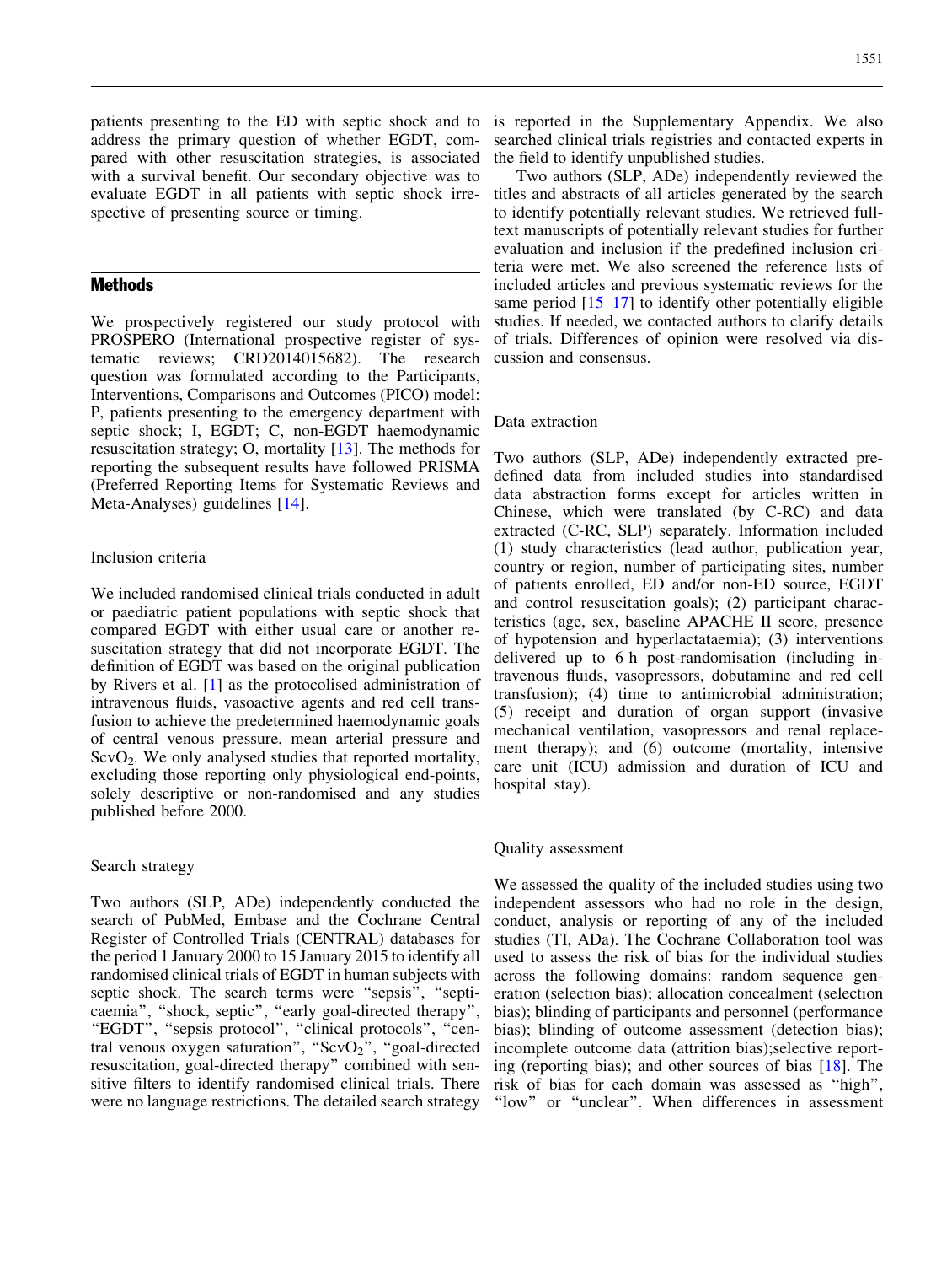patients presenting to the ED with septic shock and to address the primary question of whether EGDT, compared with other resuscitation strategies, is associated with a survival benefit. Our secondary objective was to evaluate EGDT in all patients with septic shock irrespective of presenting source or timing.

## Methods

We prospectively registered our study protocol with PROSPERO (International prospective register of systematic reviews; CRD2014015682). The research question was formulated according to the Participants, Interventions, Comparisons and Outcomes (PICO) model: P, patients presenting to the emergency department with septic shock; I, EGDT; C, non-EGDT haemodynamic resuscitation strategy; O, mortality [13]. The methods for reporting the subsequent results have followed PRISMA (Preferred Reporting Items for Systematic Reviews and Meta-Analyses) guidelines [14].

### Inclusion criteria

We included randomised clinical trials conducted in adult or paediatric patient populations with septic shock that compared EGDT with either usual care or another resuscitation strategy that did not incorporate EGDT. The definition of EGDT was based on the original publication by Rivers et al. [1] as the protocolised administration of intravenous fluids, vasoactive agents and red cell transfusion to achieve the predetermined haemodynamic goals of central venous pressure, mean arterial pressure and $ScvO_2$. We only analysed studies that reported mortality, excluding those reporting only physiological end-points, solely descriptive or non-randomised and any studies published before 2000.

### Search strategy

Two authors (SLP, ADe) independently conducted the search of PubMed, Embase and the Cochrane Central Register of Controlled Trials (CENTRAL) databases for the period 1 January 2000 to 15 January 2015 to identify all randomised clinical trials of EGDT in human subjects with septic shock. The search terms were "sepsis", "septicaemia", "shock, septic", "early goal-directed therapy", "EGDT", "sepsis protocol", "clinical protocols", "central venous oxygen saturation", "$ScvO_2$", "goal-directed resuscitation, goal-directed therapy" combined with sensitive filters to identify randomised clinical trials. There were no language restrictions. The detailed search strategy is reported in the Supplementary Appendix. We also searched clinical trials registries and contacted experts in the field to identify unpublished studies.

Two authors (SLP, ADe) independently reviewed the titles and abstracts of all articles generated by the search to identify potentially relevant studies. We retrieved full-text manuscripts of potentially relevant studies for further evaluation and inclusion if the predefined inclusion criteria were met. We also screened the reference lists of included articles and previous systematic reviews for the same period [15–17] to identify other potentially eligible studies. If needed, we contacted authors to clarify details of trials. Differences of opinion were resolved via discussion and consensus.

### Data extraction

Two authors (SLP, ADe) independently extracted predefined data from included studies into standardised data abstraction forms except for articles written in Chinese, which were translated (by C-RC) and data extracted (C-RC, SLP) separately. Information included (1) study characteristics (lead author, publication year, country or region, number of participating sites, number of patients enrolled, ED and/or non-ED source, EGDT and control resuscitation goals); (2) participant characteristics (age, sex, baseline APACHE II score, presence of hypotension and hyperlactataemia); (3) interventions delivered up to 6 h post-randomisation (including intravenous fluids, vasopressors, dobutamine and red cell transfusion); (4) time to antimicrobial administration; (5) receipt and duration of organ support (invasive mechanical ventilation, vasopressors and renal replacement therapy); and (6) outcome (mortality, intensive care unit (ICU) admission and duration of ICU and hospital stay).

### Quality assessment

We assessed the quality of the included studies using two independent assessors who had no role in the design, conduct, analysis or reporting of any of the included studies (TI, ADa). The Cochrane Collaboration tool was used to assess the risk of bias for the individual studies across the following domains: random sequence generation (selection bias); allocation concealment (selection bias); blinding of participants and personnel (performance bias); blinding of outcome assessment (detection bias); incomplete outcome data (attrition bias);selective reporting (reporting bias); and other sources of bias [18]. The risk of bias for each domain was assessed as "high", "low" or "unclear". When differences in assessment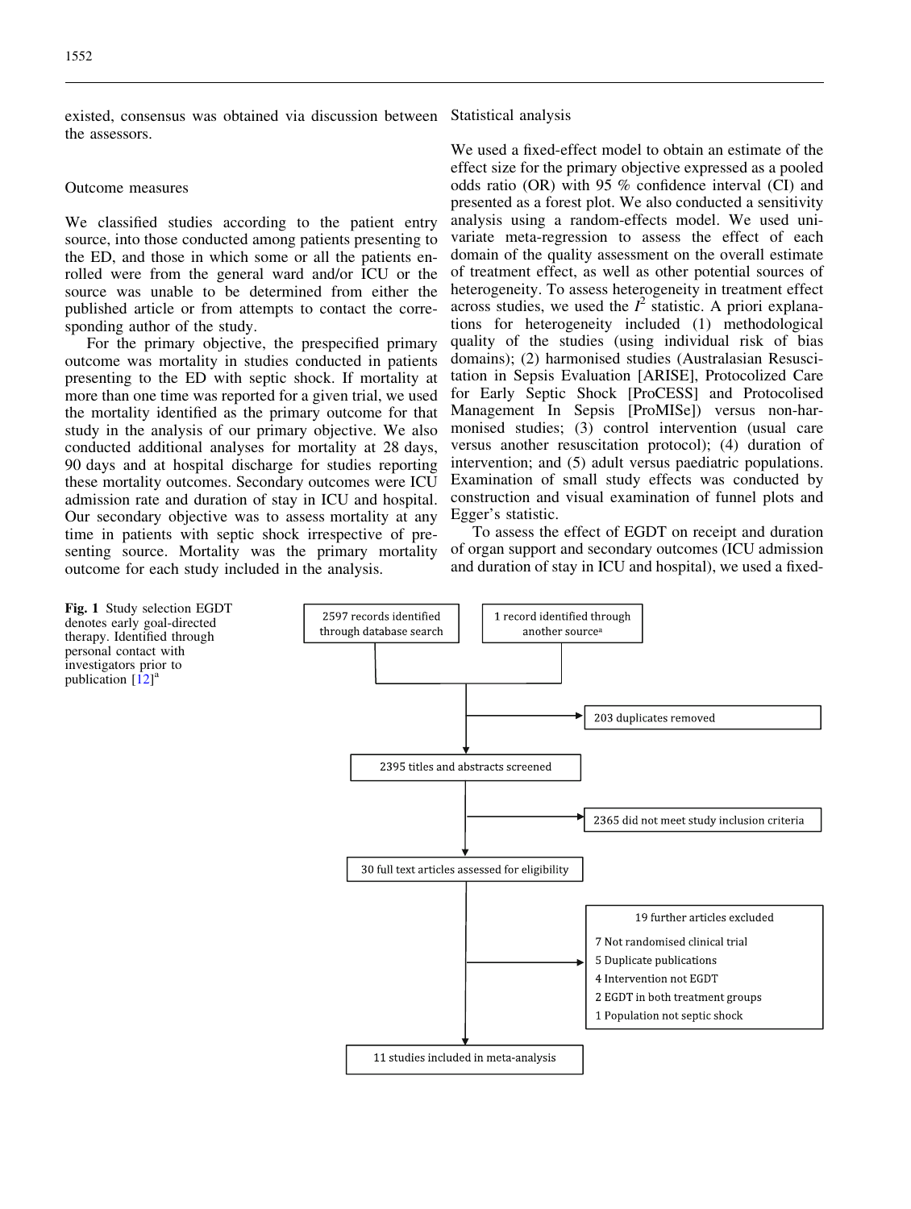existed, consensus was obtained via discussion between the assessors.

## Outcome measures

We classified studies according to the patient entry source, into those conducted among patients presenting to the ED, and those in which some or all the patients enrolled were from the general ward and/or ICU or the source was unable to be determined from either the published article or from attempts to contact the corresponding author of the study.

For the primary objective, the prespecified primary outcome was mortality in studies conducted in patients presenting to the ED with septic shock. If mortality at more than one time was reported for a given trial, we used the mortality identified as the primary outcome for that study in the analysis of our primary objective. We also conducted additional analyses for mortality at 28 days, 90 days and at hospital discharge for studies reporting these mortality outcomes. Secondary outcomes were ICU admission rate and duration of stay in ICU and hospital. Our secondary objective was to assess mortality at any time in patients with septic shock irrespective of presenting source. Mortality was the primary mortality outcome for each study included in the analysis.

## Statistical analysis

We used a fixed-effect model to obtain an estimate of the effect size for the primary objective expressed as a pooled odds ratio (OR) with 95 % confidence interval (CI) and presented as a forest plot. We also conducted a sensitivity analysis using a random-effects model. We used univariate meta-regression to assess the effect of each domain of the quality assessment on the overall estimate of treatment effect, as well as other potential sources of heterogeneity. To assess heterogeneity in treatment effect across studies, we used the $I^2$ statistic. A priori explanations for heterogeneity included (1) methodological quality of the studies (using individual risk of bias domains); (2) harmonised studies (Australasian Resuscitation in Sepsis Evaluation [ARISE], Protocolized Care for Early Septic Shock [ProCESS] and Protocolised Management In Sepsis [ProMISe]) versus non-harmonised studies; (3) control intervention (usual care versus another resuscitation protocol); (4) duration of intervention; and (5) adult versus paediatric populations. Examination of small study effects was conducted by construction and visual examination of funnel plots and Egger's statistic.

To assess the effect of EGDT on receipt and duration of organ support and secondary outcomes (ICU admission and duration of stay in ICU and hospital), we used a fixed-

2597 records identified through database search

1 record identified through another source[a]

203 duplicates removed

2395 titles and abstracts screened

2365 did not meet study inclusion criteria

30 full text articles assessed for eligibility

19 further articles excluded
- 7 Not randomised clinical trial
- 5 Duplicate publications
- 4 Intervention not EGDT
- 2 EGDT in both treatment groups
- 1 Population not septic shock

11 studies included in meta-analysis

**Fig. 1** Study selection EGDT denotes early goal-directed therapy. Identified through personal contact with investigators prior to publication [12][a]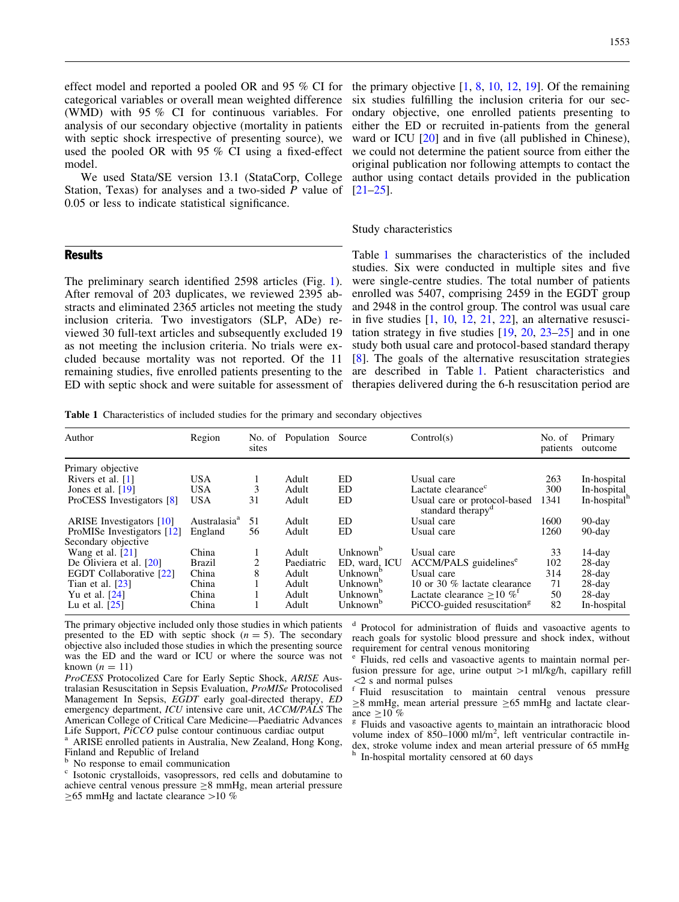effect model and reported a pooled OR and 95 % CI for categorical variables or overall mean weighted difference (WMD) with 95 % CI for continuous variables. For analysis of our secondary objective (mortality in patients with septic shock irrespective of presenting source), we used the pooled OR with 95 % CI using a fixed-effect model.

We used Stata/SE version 13.1 (StataCorp, College Station, Texas) for analyses and a two-sided $P$ value of 0.05 or less to indicate statistical significance.

## Results

The preliminary search identified 2598 articles (Fig. 1). After removal of 203 duplicates, we reviewed 2395 abstracts and eliminated 2365 articles not meeting the study inclusion criteria. Two investigators (SLP, ADe) reviewed 30 full-text articles and subsequently excluded 19 as not meeting the inclusion criteria. No trials were excluded because mortality was not reported. Of the 11 remaining studies, five enrolled patients presenting to the ED with septic shock and were suitable for assessment of the primary objective [1, 8, 10, 12, 19]. Of the remaining six studies fulfilling the inclusion criteria for our secondary objective, one enrolled patients presenting to either the ED or recruited in-patients from the general ward or ICU [20] and in five (all published in Chinese), we could not determine the patient source from either the original publication nor following attempts to contact the author using contact details provided in the publication [21–25].

### Study characteristics

Table 1 summarises the characteristics of the included studies. Six were conducted in multiple sites and five were single-centre studies. The total number of patients enrolled was 5407, comprising 2459 in the EGDT group and 2948 in the control group. The control was usual care in five studies [1, 10, 12, 21, 22], an alternative resuscitation strategy in five studies [19, 20, 23–25] and in one study both usual care and protocol-based standard therapy [8]. The goals of the alternative resuscitation strategies are described in Table 1. Patient characteristics and therapies delivered during the 6-h resuscitation period are

**Table 1** Characteristics of included studies for the primary and secondary objectives

| Author | Region | No. of sites | Population | Source | Control(s) | No. of patients | Primary outcome |
|---|---|---|---|---|---|---|---|
| Primary objective | | | | | | | |
| Rivers et al. [1] | USA | 1 | Adult | ED | Usual care | 263 | In-hospital |
| Jones et al. [19] | USA | 3 | Adult | ED | Lactate clearance[c] | 300 | In-hospital |
| ProCESS Investigators [8] | USA | 31 | Adult | ED | Usual care or protocol-based standard therapy[d] | 1341 | In-hospital[h] |
| ARISE Investigators [10] | Australasia[a] | 51 | Adult | ED | Usual care | 1600 | 90-day |
| ProMISe Investigators [12] | England | 56 | Adult | ED | Usual care | 1260 | 90-day |
| Secondary objective | | | | | | | |
| Wang et al. [21] | China | 1 | Adult | Unknown[b] | Usual care | 33 | 14-day |
| De Oliviera et al. [20] | Brazil | 2 | Paediatric | ED, ward, ICU | ACCM/PALS guidelines[e] | 102 | 28-day |
| EGDT Collaborative [22] | China | 8 | Adult | Unknown[b] | Usual care | 314 | 28-day |
| Tian et al. [23] | China | 1 | Adult | Unknown[b] | 10 or 30 % lactate clearance | 71 | 28-day |
| Yu et al. [24] | China | 1 | Adult | Unknown[b] | Lactate clearance ≥10 %[f] | 50 | 28-day |
| Lu et al. [25] | China | 1 | Adult | Unknown[b] | PiCCO-guided resuscitation[g] | 82 | In-hospital |

The primary objective included only those studies in which patients presented to the ED with septic shock ($n = 5$). The secondary objective also included those studies in which the presenting source was the ED and the ward or ICU or where the source was not known ($n = 11$)

*ProCESS* Protocolized Care for Early Septic Shock, *ARISE* Australasian Resuscitation in Sepsis Evaluation, *ProMISe* Protocolised Management In Sepsis, *EGDT* early goal-directed therapy, *ED* emergency department, *ICU* intensive care unit, *ACCM/PALS* The American College of Critical Care Medicine—Paediatric Advances Life Support, *PiCCO* pulse contour continuous cardiac output

[a] ARISE enrolled patients in Australia, New Zealand, Hong Kong, Finland and Republic of Ireland

[b] No response to email communication

[c] Isotonic crystalloids, vasopressors, red cells and dobutamine to achieve central venous pressure ≥8 mmHg, mean arterial pressure ≥65 mmHg and lactate clearance >10 %

[d] Protocol for administration of fluids and vasoactive agents to reach goals for systolic blood pressure and shock index, without requirement for central venous monitoring

[e] Fluids, red cells and vasoactive agents to maintain normal perfusion pressure for age, urine output >1 ml/kg/h, capillary refill <2 s and normal pulses

[f] Fluid resuscitation to maintain central venous pressure ≥8 mmHg, mean arterial pressure ≥65 mmHg and lactate clearance ≥10 %

[g] Fluids and vasoactive agents to maintain an intrathoracic blood volume index of 850–1000 ml/m$^2$, left ventricular contractile index, stroke volume index and mean arterial pressure of 65 mmHg

[h] In-hospital mortality censored at 60 days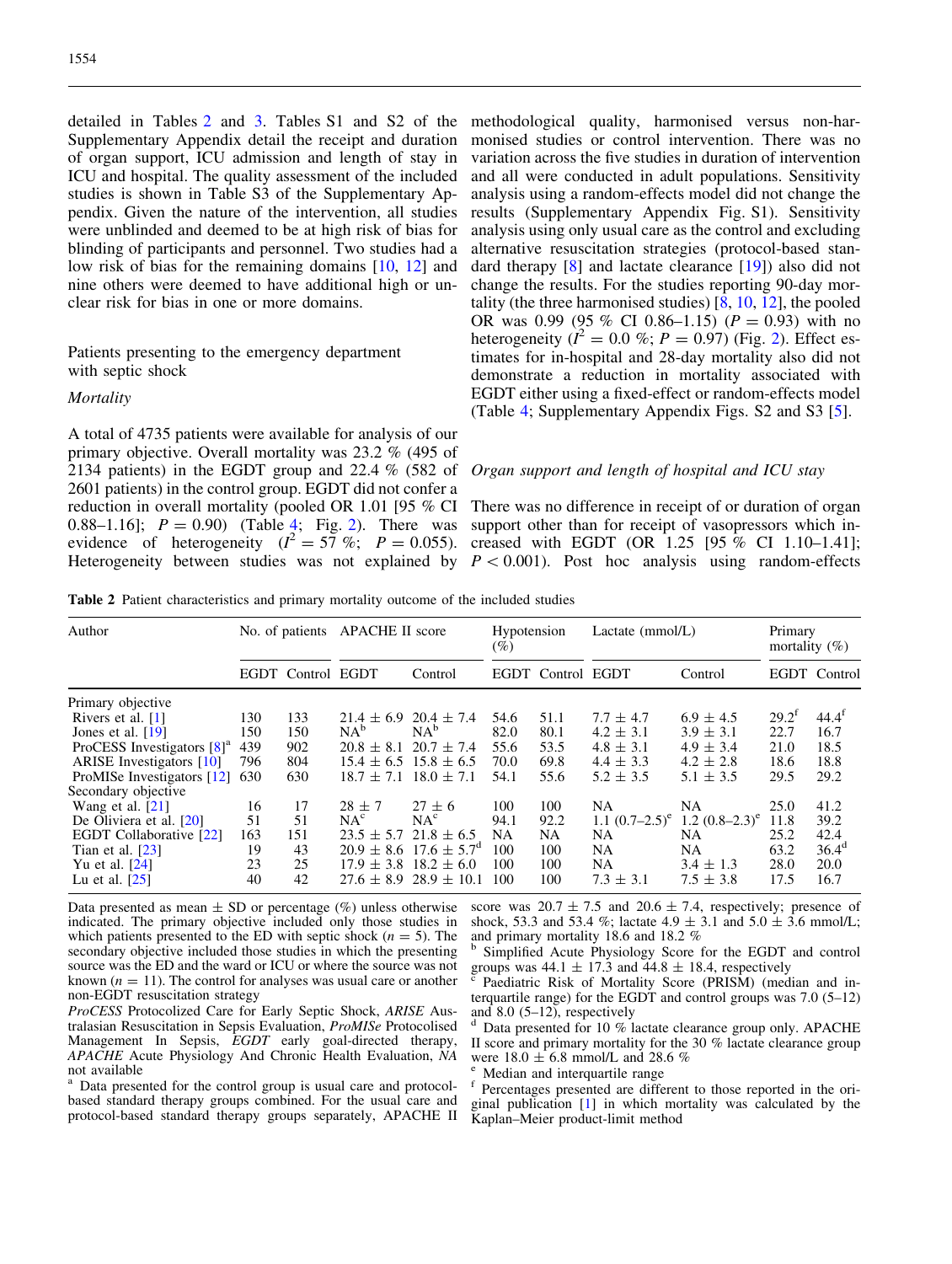detailed in Tables 2 and 3. Tables S1 and S2 of the Supplementary Appendix detail the receipt and duration of organ support, ICU admission and length of stay in ICU and hospital. The quality assessment of the included studies is shown in Table S3 of the Supplementary Appendix. Given the nature of the intervention, all studies were unblinded and deemed to be at high risk of bias for blinding of participants and personnel. Two studies had a low risk of bias for the remaining domains [10, 12] and nine others were deemed to have additional high or unclear risk for bias in one or more domains.

## Patients presenting to the emergency department with septic shock

### *Mortality*

A total of 4735 patients were available for analysis of our primary objective. Overall mortality was 23.2 % (495 of 2134 patients) in the EGDT group and 22.4 % (582 of 2601 patients) in the control group. EGDT did not confer a reduction in overall mortality (pooled OR 1.01 [95 % CI 0.88–1.16]; $P = 0.90$) (Table 4; Fig. 2). There was evidence of heterogeneity ($I^2 = 57$ %; $P = 0.055$). Heterogeneity between studies was not explained by methodological quality, harmonised versus non-harmonised studies or control intervention. There was no variation across the five studies in duration of intervention and all were conducted in adult populations. Sensitivity analysis using a random-effects model did not change the results (Supplementary Appendix Fig. S1). Sensitivity analysis using only usual care as the control and excluding alternative resuscitation strategies (protocol-based standard therapy [8] and lactate clearance [19]) also did not change the results. For the studies reporting 90-day mortality (the three harmonised studies) [8, 10, 12], the pooled OR was 0.99 (95 % CI 0.86–1.15) ($P = 0.93$) with no heterogeneity ($I^2 = 0.0$ %; $P = 0.97$) (Fig. 2). Effect estimates for in-hospital and 28-day mortality also did not demonstrate a reduction in mortality associated with EGDT either using a fixed-effect or random-effects model (Table 4; Supplementary Appendix Figs. S2 and S3 [5].

### *Organ support and length of hospital and ICU stay*

There was no difference in receipt of or duration of organ support other than for receipt of vasopressors which increased with EGDT (OR 1.25 [95 % CI 1.10–1.41]; $P < 0.001$). Post hoc analysis using random-effects

**Table 2** Patient characteristics and primary mortality outcome of the included studies

| Author | No. of patients | | APACHE II score | | Hypotension (%) | | Lactate (mmol/L) | | Primary mortality (%) | |
|---|---|---|---|---|---|---|---|---|---|---|
| | EGDT | Control | EGDT | Control | EGDT | Control | EGDT | Control | EGDT | Control |
| Primary objective | | | | | | | | | | |
| Rivers et al. [1] | 130 | 133 | 21.4 ± 6.9 | 20.4 ± 7.4 | 54.6 | 51.1 | 7.7 ± 4.7 | 6.9 ± 4.5 | 29.2[f] | 44.4[f] |
| Jones et al. [19] | 150 | 150 | NA[b] | NA[b] | 82.0 | 80.1 | 4.2 ± 3.1 | 3.9 ± 3.1 | 22.7 | 16.7 |
| ProCESS Investigators [8][a] | 439 | 902 | 20.8 ± 8.1 | 20.7 ± 7.4 | 55.6 | 53.5 | 4.8 ± 3.1 | 4.9 ± 3.4 | 21.0 | 18.5 |
| ARISE Investigators [10] | 796 | 804 | 15.4 ± 6.5 | 15.8 ± 6.5 | 70.0 | 69.8 | 4.4 ± 3.3 | 4.2 ± 2.8 | 18.6 | 18.8 |
| ProMISe Investigators [12] | 630 | 630 | 18.7 ± 7.1 | 18.0 ± 7.1 | 54.1 | 55.6 | 5.2 ± 3.5 | 5.1 ± 3.5 | 29.5 | 29.2 |
| Secondary objective | | | | | | | | | | |
| Wang et al. [21] | 16 | 17 | 28 ± 7 | 27 ± 6 | 100 | 100 | NA | NA | 25.0 | 41.2 |
| De Oliviera et al. [20] | 51 | 51 | NA[c] | NA[c] | 94.1 | 92.2 | 1.1 (0.7–2.5)[e] | 1.2 (0.8–2.3)[e] | 11.8 | 39.2 |
| EGDT Collaborative [22] | 163 | 151 | 23.5 ± 5.7 | 21.8 ± 6.5 | NA | NA | NA | NA | 25.2 | 42.4 |
| Tian et al. [23] | 19 | 43 | 20.9 ± 8.6 | 17.6 ± 5.7[d] | 100 | 100 | NA | NA | 63.2 | 36.4[d] |
| Yu et al. [24] | 23 | 25 | 17.9 ± 3.8 | 18.2 ± 6.0 | 100 | 100 | NA | 3.4 ± 1.3 | 28.0 | 20.0 |
| Lu et al. [25] | 40 | 42 | 27.6 ± 8.9 | 28.9 ± 10.1 | 100 | 100 | 7.3 ± 3.1 | 7.5 ± 3.8 | 17.5 | 16.7 |

Data presented as mean ± SD or percentage (%) unless otherwise indicated. The primary objective included only those studies in which patients presented to the ED with septic shock ($n = 5$). The secondary objective included those studies in which the presenting source was the ED and the ward or ICU or where the source was not known ($n = 11$). The control for analyses was usual care or another non-EGDT resuscitation strategy

*ProCESS* Protocolized Care for Early Septic Shock, *ARISE* Australasian Resuscitation in Sepsis Evaluation, *ProMISe* Protocolised Management In Sepsis, *EGDT* early goal-directed therapy, *APACHE* Acute Physiology And Chronic Health Evaluation, *NA* not available

[a] Data presented for the control group is usual care and protocol-based standard therapy groups combined. For the usual care and protocol-based standard therapy groups separately, APACHE II score was 20.7 ± 7.5 and 20.6 ± 7.4, respectively; presence of shock, 53.3 and 53.4 %; lactate 4.9 ± 3.1 and 5.0 ± 3.6 mmol/L; and primary mortality 18.6 and 18.2 %

[b] Simplified Acute Physiology Score for the EGDT and control groups was 44.1 ± 17.3 and 44.8 ± 18.4, respectively

[c] Paediatric Risk of Mortality Score (PRISM) (median and interquartile range) for the EGDT and control groups was 7.0 (5–12) and 8.0 (5–12), respectively

[d] Data presented for 10 % lactate clearance group only. APACHE II score and primary mortality for the 30 % lactate clearance group were 18.0 ± 6.8 mmol/L and 28.6 %

[e] Median and interquartile range

[f] Percentages presented are different to those reported in the original publication [1] in which mortality was calculated by the Kaplan–Meier product-limit method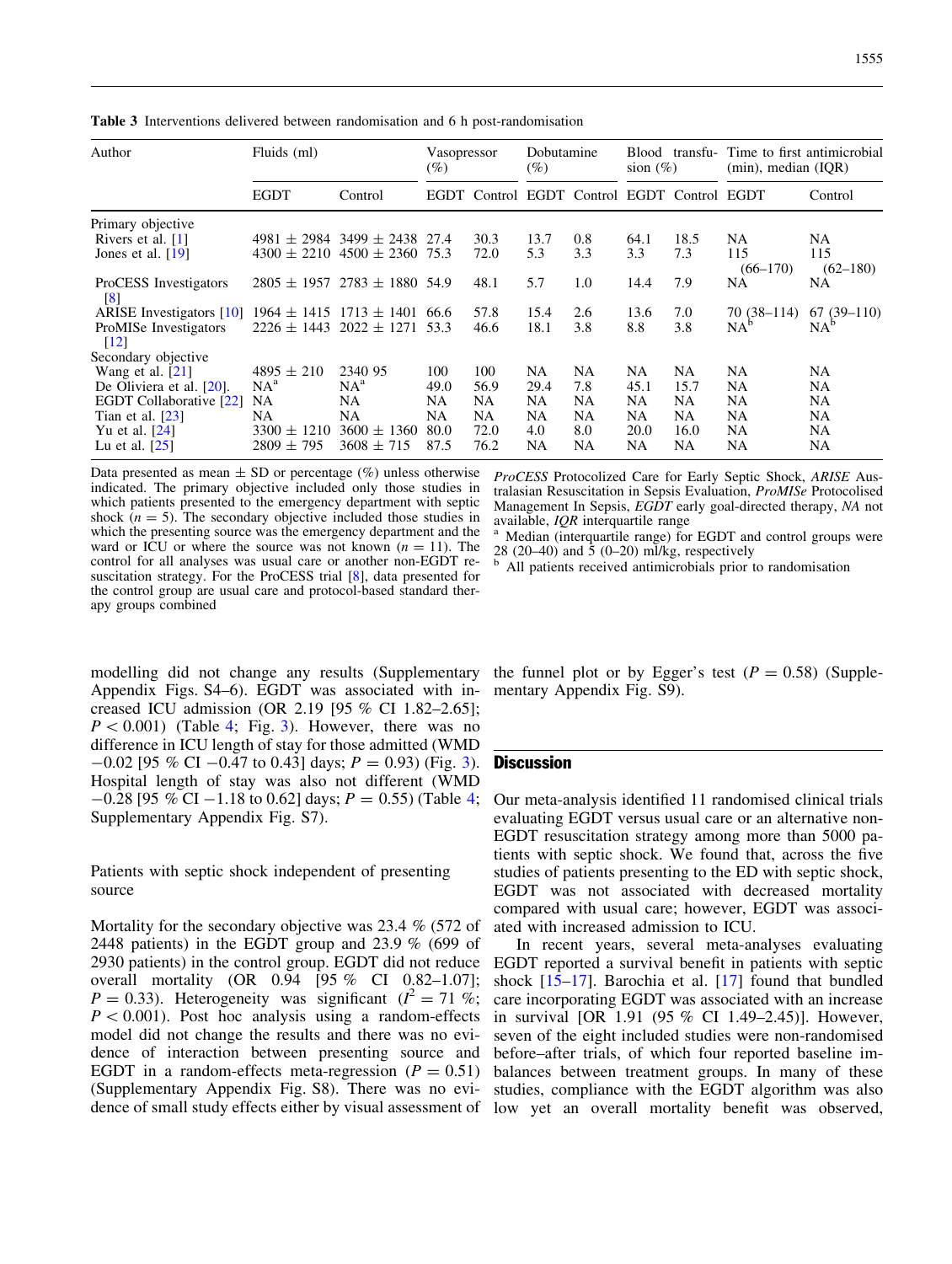**Table 3** Interventions delivered between randomisation and 6 h post-randomisation

| Author | Fluids (ml) | | Vasopressor (%) | | Dobutamine (%) | | Blood transfusion (%) | | Time to first antimicrobial (min), median (IQR) | |
|---|---|---|---|---|---|---|---|---|---|---|
| | EGDT | Control | EGDT | Control | EGDT | Control | EGDT | Control | EGDT | Control |
| Primary objective | | | | | | | | | | |
| Rivers et al. [1] | 4981 ± 2984 | 3499 ± 2438 | 27.4 | 30.3 | 13.7 | 0.8 | 64.1 | 18.5 | NA | NA |
| Jones et al. [19] | 4300 ± 2210 | 4500 ± 2360 | 75.3 | 72.0 | 5.3 | 3.3 | 3.3 | 7.3 | 115 (66–170) | 115 (62–180) |
| ProCESS Investigators [8] | 2805 ± 1957 | 2783 ± 1880 | 54.9 | 48.1 | 5.7 | 1.0 | 14.4 | 7.9 | NA | NA |
| ARISE Investigators [10] | 1964 ± 1415 | 1713 ± 1401 | 66.6 | 57.8 | 15.4 | 2.6 | 13.6 | 7.0 | 70 (38–114) | 67 (39–110) |
| ProMISe Investigators [12] | 2226 ± 1443 | 2022 ± 1271 | 53.3 | 46.6 | 18.1 | 3.8 | 8.8 | 3.8 | NA[b] | NA[b] |
| Secondary objective | | | | | | | | | | |
| Wang et al. [21] | 4895 ± 210 | 2340 95 | 100 | 100 | NA | NA | NA | NA | NA | NA |
| De Oliviera et al. [20]. | NA[a] | NA[a] | 49.0 | 56.9 | 29.4 | 7.8 | 45.1 | 15.7 | NA | NA |
| EGDT Collaborative [22] | NA | NA | NA | NA | NA | NA | NA | NA | NA | NA |
| Tian et al. [23] | NA | NA | NA | NA | NA | NA | NA | NA | NA | NA |
| Yu et al. [24] | 3300 ± 1210 | 3600 ± 1360 | 80.0 | 72.0 | 4.0 | 8.0 | 20.0 | 16.0 | NA | NA |
| Lu et al. [25] | 2809 ± 795 | 3608 ± 715 | 87.5 | 76.2 | NA | NA | NA | NA | NA | NA |

Data presented as mean ± SD or percentage (%) unless otherwise indicated. The primary objective included only those studies in which patients presented to the emergency department with septic shock ($n = 5$). The secondary objective included those studies in which the presenting source was the emergency department and the ward or ICU or where the source was not known ($n = 11$). The control for all analyses was usual care or another non-EGDT resuscitation strategy. For the ProCESS trial [8], data presented for the control group are usual care and protocol-based standard therapy groups combined

*ProCESS* Protocolized Care for Early Septic Shock, *ARISE* Australasian Resuscitation in Sepsis Evaluation, *ProMISe* Protocolised Management In Sepsis, *EGDT* early goal-directed therapy, *NA* not available, *IQR* interquartile range

[a] Median (interquartile range) for EGDT and control groups were 28 (20–40) and 5 (0–20) ml/kg, respectively

[b] All patients received antimicrobials prior to randomisation

modelling did not change any results (Supplementary Appendix Figs. S4–6). EGDT was associated with increased ICU admission (OR 2.19 [95 % CI 1.82–2.65]; $P < 0.001$) (Table 4; Fig. 3). However, there was no difference in ICU length of stay for those admitted (WMD −0.02 [95 % CI −0.47 to 0.43] days; $P = 0.93$) (Fig. 3). Hospital length of stay was also not different (WMD −0.28 [95 % CI −1.18 to 0.62] days; $P = 0.55$) (Table 4; Supplementary Appendix Fig. S7).

### Patients with septic shock independent of presenting source

Mortality for the secondary objective was 23.4 % (572 of 2448 patients) in the EGDT group and 23.9 % (699 of 2930 patients) in the control group. EGDT did not reduce overall mortality (OR 0.94 [95 % CI 0.82–1.07]; $P = 0.33$). Heterogeneity was significant ($I^2 = 71$ %; $P < 0.001$). Post hoc analysis using a random-effects model did not change the results and there was no evidence of interaction between presenting source and EGDT in a random-effects meta-regression ($P = 0.51$) (Supplementary Appendix Fig. S8). There was no evidence of small study effects either by visual assessment of the funnel plot or by Egger's test ($P = 0.58$) (Supplementary Appendix Fig. S9).

## Discussion

Our meta-analysis identified 11 randomised clinical trials evaluating EGDT versus usual care or an alternative non-EGDT resuscitation strategy among more than 5000 patients with septic shock. We found that, across the five studies of patients presenting to the ED with septic shock, EGDT was not associated with decreased mortality compared with usual care; however, EGDT was associated with increased admission to ICU.

In recent years, several meta-analyses evaluating EGDT reported a survival benefit in patients with septic shock [15–17]. Barochia et al. [17] found that bundled care incorporating EGDT was associated with an increase in survival [OR 1.91 (95 % CI 1.49–2.45)]. However, seven of the eight included studies were non-randomised before–after trials, of which four reported baseline imbalances between treatment groups. In many of these studies, compliance with the EGDT algorithm was also low yet an overall mortality benefit was observed,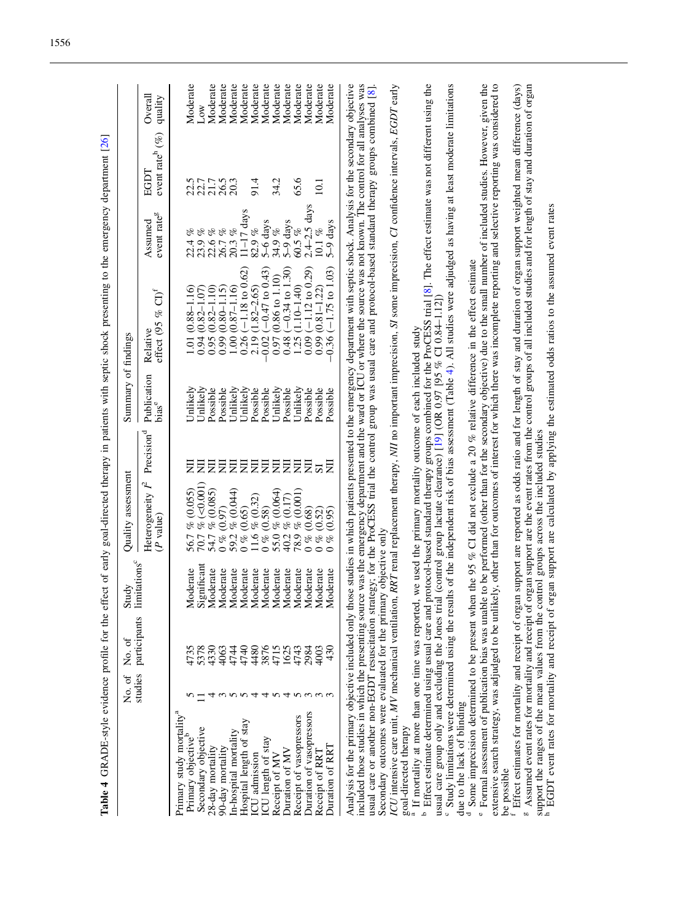**Table 4** GRADE-style evidence profile for the effect of early goal-directed therapy in patients with septic shock presenting to the emergency department [26]

| | No. of studies | No. of participants | Quality assessment | | | Summary of findings | | | | Overall quality |
|---|---|---|---|---|---|---|---|---|---|---|
| | | | Study limitations[c] | Heterogeneity $I^2$ (*P* value) | Precision[d] | Publication bias[e] | Relative effect (95 % CI)[f] | Assumed event rate[g] | EGDT event rate[h] (%) | |
| Primary study mortality[a] | | | | | | | | | | |
| Primary objective[b] | 5 | 4735 | Moderate | 56.7 % (0.055) | NII | Unlikely | 1.01 (0.88–1.16) | 22.4 % | 22.5 | Moderate |
| Secondary objective | 11 | 5378 | Significant | 70.7 % (<0.001) | NII | Unlikely | 0.94 (0.82–1.07) | 23.9 % | 22.7 | Low |
| 28-day mortality | 4 | 4330 | Moderate | 54.7 % (0.085) | NII | Possible | 0.95 (0.82–1.10) | 22.6 % | 21.7 | Moderate |
| 90-day mortality | 3 | 4063 | Moderate | 0 % (0.97) | NII | Possible | 0.99 (0.80–1.15) | 26.7 % | 26.5 | Moderate |
| In-hospital mortality | 5 | 4744 | Moderate | 59.2 % (0.044) | NII | Unlikely | 1.00 (0.87–1.16) | 20.3 % | 20.3 | Moderate |
| Hospital length of stay | 5 | 4740 | Moderate | 0 % (0.65) | NII | Unlikely | 0.26 (−1.18 to 0.62) | 11–17 days | | Moderate |
| ICU admission | 4 | 4480 | Moderate | 11.6 % (0.32) | NII | Possible | 2.19 (1.82–2.65) | 82.9 % | 91.4 | Moderate |
| ICU length of stay | 4 | 3876 | Moderate | 0 % (0.58) | NII | Possible | −0.02 (−0.47 to 0.43) | 5–6 days | | Moderate |
| Receipt of MV | 5 | 4715 | Moderate | 55.0 % (0.064) | NII | Unlikely | 0.97 (0.86 to 1.10) | 34.9 % | 34.2 | Moderate |
| Duration of MV | 4 | 1625 | Moderate | 40.2 % (0.17) | NII | Possible | 0.48 (−0.34 to 1.30) | 5–9 days | | Moderate |
| Receipt of vasopressors | 5 | 4743 | Moderate | 78.9 % (0.001) | NII | Unlikely | 1.25 (1.10–1.40) | 60.5 % | 65.6 | Moderate |
| Duration of vasopressors | 3 | 2984 | Moderate | 0 % (0.68) | NII | Possible | 0.09 (−1.12 to 0.29) | 2.4–2.5 days | | Moderate |
| Receipt of RRT | 3 | 4003 | Moderate | 0 % (0.52) | SI | Possible | 0.99 (0.81–1.22) | 10.1 % | 10.1 | Moderate |
| Duration of RRT | 3 | 430 | Moderate | 0 % (0.95) | NII | Possible | −0.36 (−1.75 to 1.03) | 5–9 days | | Moderate |

Analysis for the primary objective included only those studies in which patients presented to the emergency department with septic shock. Analysis for the secondary objective included those studies in which the presenting source was the emergency department and the ward or ICU or where the source was not known. The control for all analyses was usual care or another non-EGDT resuscitation strategy; for the ProCESS trial the control group was usual care and protocol-based standard therapy groups combined [8]. Secondary outcomes were evaluated for the primary objective only

*ICU* intensive care unit, *MV* mechanical ventilation, *RRT* renal replacement therapy, *NII* no important imprecision, *SI* some imprecision, *CI* confidence intervals, *EGDT* early goal-directed therapy

[a] If mortality at more than one time was reported, we used the primary mortality outcome of each included study

[b] Effect estimate determined using usual care and protocol-based standard therapy groups combined for the ProCESS trial [8]. The effect estimate was not different using the usual care group only and excluding the Jones trial (control group lactate clearance) [19] (OR 0.97 [95 % CI 0.84–1.12])

[c] Study limitations were determined using the results of the independent risk of bias assessment (Table 4). All studies were adjudged as having at least moderate limitations due to the lack of blinding

[d] Some imprecision determined to be present when the 95 % CI did not exclude a 20 % relative difference in the effect estimate

[e] Formal assessment of publication bias was unable to be performed (other than for the secondary objective) due to the small number of included studies. However, given the extensive search strategy, was adjudged to be unlikely, other than for outcomes of interest for which there was incomplete reporting and selective reporting was considered to be possible

[f] Effect estimates for mortality and receipt of organ support are reported as odds ratio and for length of stay and duration of organ support weighted mean difference (days)

[g] Assumed event rates for mortality and receipt of organ support are the event rates from the control groups of all included studies and for length of stay and duration of organ support the ranges of the mean values from the control groups across the included studies

[h] EGDT event rates for mortality and receipt of organ support are calculated by applying the estimated odds ratios to the assumed event rates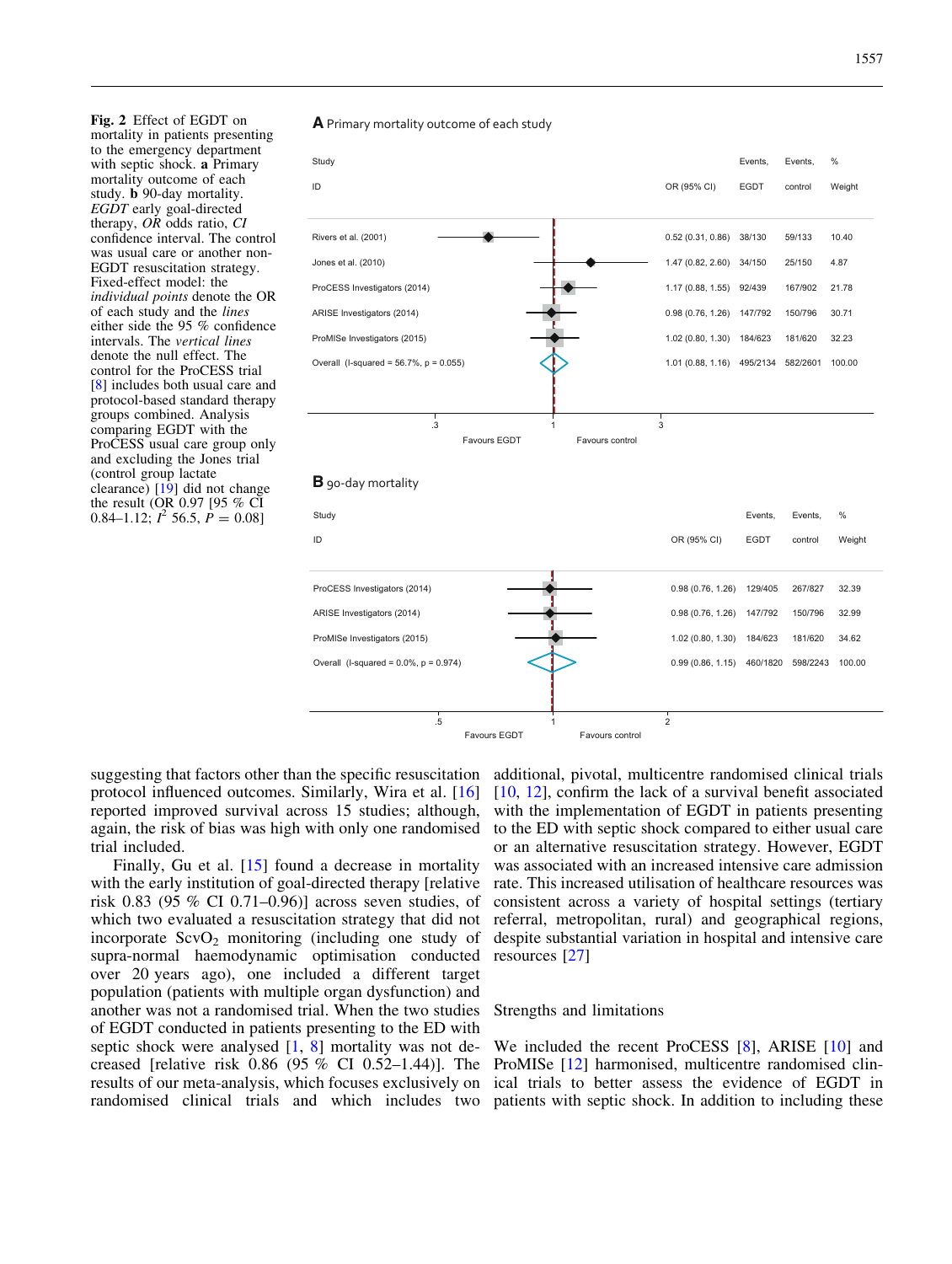**Fig. 2** Effect of EGDT on mortality in patients presenting to the emergency department with septic shock. **a** Primary mortality outcome of each study. **b** 90-day mortality. *EGDT* early goal-directed therapy, *OR* odds ratio, *CI* confidence interval. The control was usual care or another non-EGDT resuscitation strategy. Fixed-effect model: the *individual points* denote the OR of each study and the *lines* either side the 95 % confidence intervals. The *vertical lines* denote the null effect. The control for the ProCESS trial [8] includes both usual care and protocol-based standard therapy groups combined. Analysis comparing EGDT with the ProCESS usual care group only and excluding the Jones trial (control group lactate clearance) [19] did not change the result (OR 0.97 [95 % CI 0.84–1.12; $I^2$ 56.5, $P = 0.08$]

**A** Primary mortality outcome of each study

| Study ID | OR (95% CI) | Events, EGDT | Events, control | % Weight |
|---|---|---|---|---|
| Rivers et al. (2001) | 0.52 (0.31, 0.86) | 38/130 | 59/133 | 10.40 |
| Jones et al. (2010) | 1.47 (0.82, 2.60) | 34/150 | 25/150 | 4.87 |
| ProCESS Investigators (2014) | 1.17 (0.88, 1.55) | 92/439 | 167/902 | 21.78 |
| ARISE Investigators (2014) | 0.98 (0.76, 1.26) | 147/792 | 150/796 | 30.71 |
| ProMISe Investigators (2015) | 1.02 (0.80, 1.30) | 184/623 | 181/620 | 32.23 |
| Overall (I-squared = 56.7%, p = 0.055) | 1.01 (0.88, 1.16) | 495/2134 | 582/2601 | 100.00 |

Axis: .3, 1, 3 — Favours EGDT / Favours control

**B** 90-day mortality

| Study ID | OR (95% CI) | Events, EGDT | Events, control | % Weight |
|---|---|---|---|---|
| ProCESS Investigators (2014) | 0.98 (0.76, 1.26) | 129/405 | 267/827 | 32.39 |
| ARISE Investigators (2014) | 0.98 (0.76, 1.26) | 147/792 | 150/796 | 32.99 |
| ProMISe Investigators (2015) | 1.02 (0.80, 1.30) | 184/623 | 181/620 | 34.62 |
| Overall (I-squared = 0.0%, p = 0.974) | 0.99 (0.86, 1.15) | 460/1820 | 598/2243 | 100.00 |

Axis: .5, 1, 2 — Favours EGDT / Favours control

suggesting that factors other than the specific resuscitation protocol influenced outcomes. Similarly, Wira et al. [16] reported improved survival across 15 studies; although, again, the risk of bias was high with only one randomised trial included.

Finally, Gu et al. [15] found a decrease in mortality with the early institution of goal-directed therapy [relative risk 0.83 (95 % CI 0.71–0.96)] across seven studies, of which two evaluated a resuscitation strategy that did not incorporate $ScvO_2$ monitoring (including one study of supra-normal haemodynamic optimisation conducted over 20 years ago), one included a different target population (patients with multiple organ dysfunction) and another was not a randomised trial. When the two studies of EGDT conducted in patients presenting to the ED with septic shock were analysed [1, 8] mortality was not decreased [relative risk 0.86 (95 % CI 0.52–1.44)]. The results of our meta-analysis, which focuses exclusively on randomised clinical trials and which includes two additional, pivotal, multicentre randomised clinical trials [10, 12], confirm the lack of a survival benefit associated with the implementation of EGDT in patients presenting to the ED with septic shock compared to either usual care or an alternative resuscitation strategy. However, EGDT was associated with an increased intensive care admission rate. This increased utilisation of healthcare resources was consistent across a variety of hospital settings (tertiary referral, metropolitan, rural) and geographical regions, despite substantial variation in hospital and intensive care resources [27]

## Strengths and limitations

We included the recent ProCESS [8], ARISE [10] and ProMISe [12] harmonised, multicentre randomised clinical trials to better assess the evidence of EGDT in patients with septic shock. In addition to including these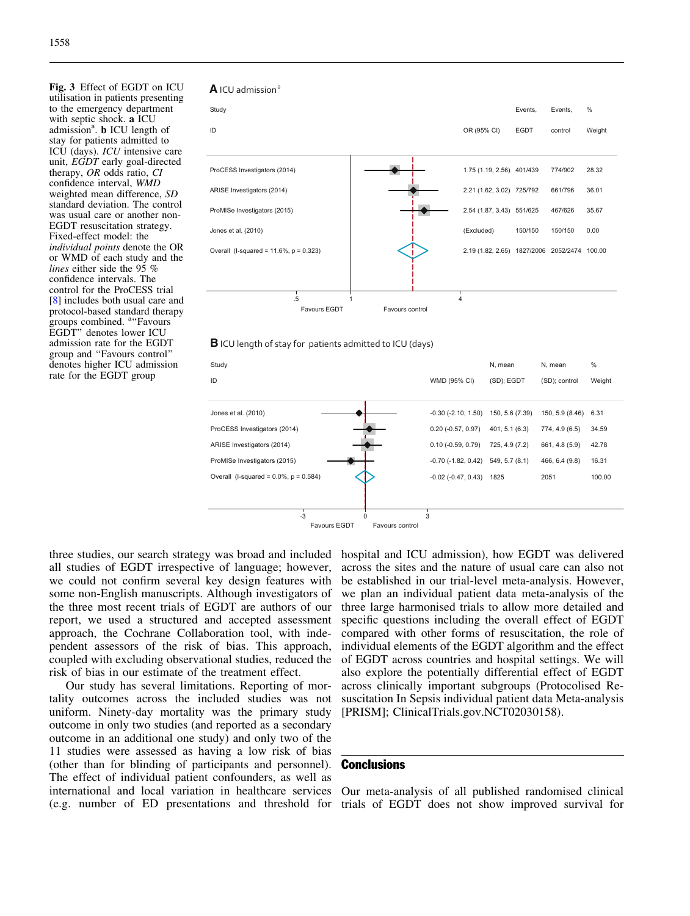**Fig. 3** Effect of EGDT on ICU utilisation in patients presenting to the emergency department with septic shock. **a** ICU admission[a]. **b** ICU length of stay for patients admitted to ICU (days). *ICU* intensive care unit, *EGDT* early goal-directed therapy, *OR* odds ratio, *CI* confidence interval, *WMD* weighted mean difference, *SD* standard deviation. The control was usual care or another non-EGDT resuscitation strategy. Fixed-effect model: the *individual points* denote the OR or WMD of each study and the *lines* either side the 95 % confidence intervals. The control for the ProCESS trial [8] includes both usual care and protocol-based standard therapy groups combined. [a]"Favours EGDT" denotes lower ICU admission rate for the EGDT group and "Favours control" denotes higher ICU admission rate for the EGDT group

**A** ICU admission[a]

| Study ID | OR (95% CI) | Events, EGDT | Events, control | % Weight |
|---|---|---|---|---|
| ProCESS Investigators (2014) | 1.75 (1.19, 2.56) | 401/439 | 774/902 | 28.32 |
| ARISE Investigators (2014) | 2.21 (1.62, 3.02) | 725/792 | 661/796 | 36.01 |
| ProMISe Investigators (2015) | 2.54 (1.87, 3.43) | 551/625 | 467/626 | 35.67 |
| Jones et al. (2010) | (Excluded) | 150/150 | 150/150 | 0.00 |
| Overall (I-squared = 11.6%, p = 0.323) | 2.19 (1.82, 2.65) | 1827/2006 | 2052/2474 | 100.00 |

Favours EGDT | Favours control

**B** ICU length of stay for patients admitted to ICU (days)

| Study ID | WMD (95% CI) | N, mean (SD); EGDT | N, mean (SD); control | % Weight |
|---|---|---|---|---|
| Jones et al. (2010) | -0.30 (-2.10, 1.50) | 150, 5.6 (7.39) | 150, 5.9 (8.46) | 6.31 |
| ProCESS Investigators (2014) | 0.20 (-0.57, 0.97) | 401, 5.1 (6.3) | 774, 4.9 (6.5) | 34.59 |
| ARISE Investigators (2014) | 0.10 (-0.59, 0.79) | 725, 4.9 (7.2) | 661, 4.8 (5.9) | 42.78 |
| ProMISe Investigators (2015) | -0.70 (-1.82, 0.42) | 549, 5.7 (8.1) | 466, 6.4 (9.8) | 16.31 |
| Overall (I-squared = 0.0%, p = 0.584) | -0.02 (-0.47, 0.43) | 1825 | 2051 | 100.00 |

Favours EGDT | Favours control

three studies, our search strategy was broad and included all studies of EGDT irrespective of language; however, we could not confirm several key design features with some non-English manuscripts. Although investigators of the three most recent trials of EGDT are authors of our report, we used a structured and accepted assessment approach, the Cochrane Collaboration tool, with independent assessors of the risk of bias. This approach, coupled with excluding observational studies, reduced the risk of bias in our estimate of the treatment effect.

Our study has several limitations. Reporting of mortality outcomes across the included studies was not uniform. Ninety-day mortality was the primary study outcome in only two studies (and reported as a secondary outcome in an additional one study) and only two of the 11 studies were assessed as having a low risk of bias (other than for blinding of participants and personnel). The effect of individual patient confounders, as well as international and local variation in healthcare services (e.g. number of ED presentations and threshold for hospital and ICU admission), how EGDT was delivered across the sites and the nature of usual care can also not be established in our trial-level meta-analysis. However, we plan an individual patient data meta-analysis of the three large harmonised trials to allow more detailed and specific questions including the overall effect of EGDT compared with other forms of resuscitation, the role of individual elements of the EGDT algorithm and the effect of EGDT across countries and hospital settings. We will also explore the potentially differential effect of EGDT across clinically important subgroups (Protocolised Resuscitation In Sepsis individual patient data Meta-analysis [PRISM]; ClinicalTrials.gov.NCT02030158).

## Conclusions

Our meta-analysis of all published randomised clinical trials of EGDT does not show improved survival for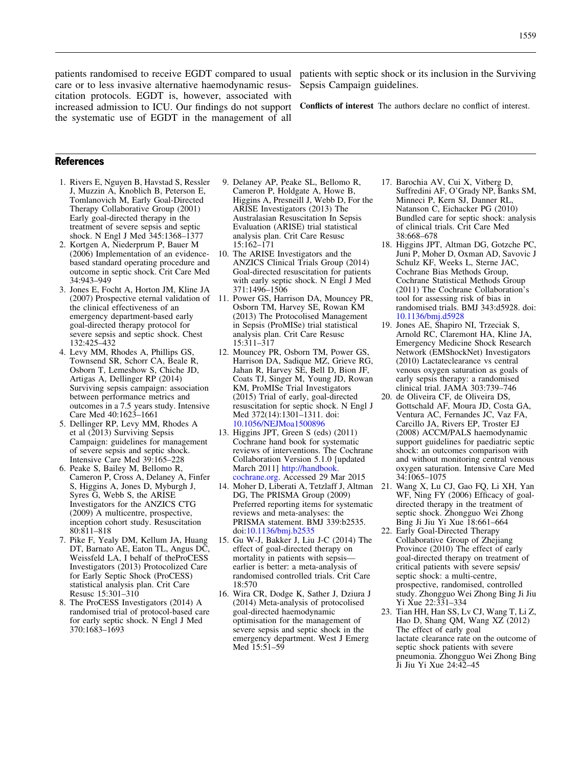patients randomised to receive EGDT compared to usual care or to less invasive alternative haemodynamic resuscitation protocols. EGDT is, however, associated with increased admission to ICU. Our findings do not support the systematic use of EGDT in the management of all patients with septic shock or its inclusion in the Surviving Sepsis Campaign guidelines.

**Conflicts of interest** The authors declare no conflict of interest.

## References

1. Rivers E, Nguyen B, Havstad S, Ressler J, Muzzin A, Knoblich B, Peterson E, Tomlanovich M, Early Goal-Directed Therapy Collaborative Group (2001) Early goal-directed therapy in the treatment of severe sepsis and septic shock. N Engl J Med 345:1368–1377
2. Kortgen A, Niederprum P, Bauer M (2006) Implementation of an evidence-based standard operating procedure and outcome in septic shock. Crit Care Med 34:943–949
3. Jones E, Focht A, Horton JM, Kline JA (2007) Prospective eternal validation of the clinical effectiveness of an emergency department-based early goal-directed therapy protocol for severe sepsis and septic shock. Chest 132:425–432
4. Levy MM, Rhodes A, Phillips GS, Townsend SR, Schorr CA, Beale R, Osborn T, Lemeshow S, Chiche JD, Artigas A, Dellinger RP (2014) Surviving sepsis campaign: association between performance metrics and outcomes in a 7.5 years study. Intensive Care Med 40:1623–1661
5. Dellinger RP, Levy MM, Rhodes A et al (2013) Surviving Sepsis Campaign: guidelines for management of severe sepsis and septic shock. Intensive Care Med 39:165–228
6. Peake S, Bailey M, Bellomo R, Cameron P, Cross A, Delaney A, Finfer S, Higgins A, Jones D, Myburgh J, Syres G, Webb S, the ARISE Investigators for the ANZICS CTG (2009) A multicentre, prospective, inception cohort study. Resuscitation 80:811–818
7. Pike F, Yealy DM, Kellum JA, Huang DT, Barnato AE, Eaton TL, Angus DC, Weissfeld LA, I behalf of theProCESS Investigators (2013) Protocolized Care for Early Septic Shock (ProCESS) statistical analysis plan. Crit Care Resusc 15:301–310
8. The ProCESS Investigators (2014) A randomised trial of protocol-based care for early septic shock. N Engl J Med 370:1683–1693
9. Delaney AP, Peake SL, Bellomo R, Cameron P, Holdgate A, Howe B, Higgins A, Presneill J, Webb D, For the ARISE Investigators (2013) The Australasian Resuscitation In Sepsis Evaluation (ARISE) trial statistical analysis plan. Crit Care Resusc 15:162–171
10. The ARISE Investigators and the ANZICS Clinical Trials Group (2014) Goal-directed resuscitation for patients with early septic shock. N Engl J Med 371:1496–1506
11. Power GS, Harrison DA, Mouncey PR, Osborn TM, Harvey SE, Rowan KM (2013) The Protocolised Management in Sepsis (ProMISe) trial statistical analysis plan. Crit Care Resusc 15:311–317
12. Mouncey PR, Osborn TM, Power GS, Harrison DA, Sadique MZ, Grieve RG, Jahan R, Harvey SE, Bell D, Bion JF, Coats TJ, Singer M, Young JD, Rowan KM, ProMISe Trial Investigators (2015) Trial of early, goal-directed resuscitation for septic shock. N Engl J Med 372(14):1301–1311. doi:10.1056/NEJMoa1500896
13. Higgins JPT, Green S (eds) (2011) Cochrane hand book for systematic reviews of interventions. The Cochrane Collaboration Version 5.1.0 [updated March 2011] http://handbook.cochrane.org. Accessed 29 Mar 2015
14. Moher D, Liberati A, Tetzlaff J, Altman DG, The PRISMA Group (2009) Preferred reporting items for systematic reviews and meta-analyses: the PRISMA statement. BMJ 339:b2535. doi:10.1136/bmj.b2535
15. Gu W-J, Bakker J, Liu J-C (2014) The effect of goal-directed therapy on mortality in patients with sepsis—earlier is better: a meta-analysis of randomised controlled trials. Crit Care 18:570
16. Wira CR, Dodge K, Sather J, Dziura J (2014) Meta-analysis of protocolised goal-directed haemodynamic optimisation for the management of severe sepsis and septic shock in the emergency department. West J Emerg Med 15:51–59
17. Barochia AV, Cui X, Vitberg D, Suffredini AF, O'Grady NP, Banks SM, Minneci P, Kern SJ, Danner RL, Natanson C, Eichacker PG (2010) Bundled care for septic shock: analysis of clinical trials. Crit Care Med 38:668–678
18. Higgins JPT, Altman DG, Gotzche PC, Juni P, Moher D, Oxman AD, Savovic J Schulz KF, Weeks L, Sterne JAC, Cochrane Bias Methods Group, Cochrane Statistical Methods Group (2011) The Cochrane Collaboration's tool for assessing risk of bias in randomised trials. BMJ 343:d5928. doi:10.1136/bmj.d5928
19. Jones AE, Shapiro NI, Trzeciak S, Arnold RC, Claremont HA, Kline JA, Emergency Medicine Shock Research Network (EMShockNet) Investigators (2010) Lactateclearance vs central venous oxygen saturation as goals of early sepsis therapy: a randomised clinical trial. JAMA 303:739–746
20. de Oliveira CF, de Oliveira DS, Gottschald AF, Moura JD, Costa GA, Ventura AC, Fernandes JC, Vaz FA, Carcillo JA, Rivers EP, Troster EJ (2008) ACCM/PALS haemodynamic support guidelines for paediatric septic shock: an outcomes comparison with and without monitoring central venous oxygen saturation. Intensive Care Med 34:1065–1075
21. Wang X, Lu CJ, Gao FQ, Li XH, Yan WF, Ning FY (2006) Efficacy of goal-directed therapy in the treatment of septic shock. Zhongguo Wei Zhong Bing Ji Jiu Yi Xue 18:661–664
22. Early Goal-Directed Therapy Collaborative Group of Zhejiang Province (2010) The effect of early goal-directed therapy on treatment of critical patients with severe sepsis/septic shock: a multi-centre, prospective, randomised, controlled study. Zhongguo Wei Zhong Bing Ji Jiu Yi Xue 22:331–334
23. Tian HH, Han SS, Lv CJ, Wang T, Li Z, Hao D, Shang QM, Wang XZ (2012) The effect of early goal lactate clearance rate on the outcome of septic shock patients with severe pneumonia. Zhongguo Wei Zhong Bing Ji Jiu Yi Xue 24:42–45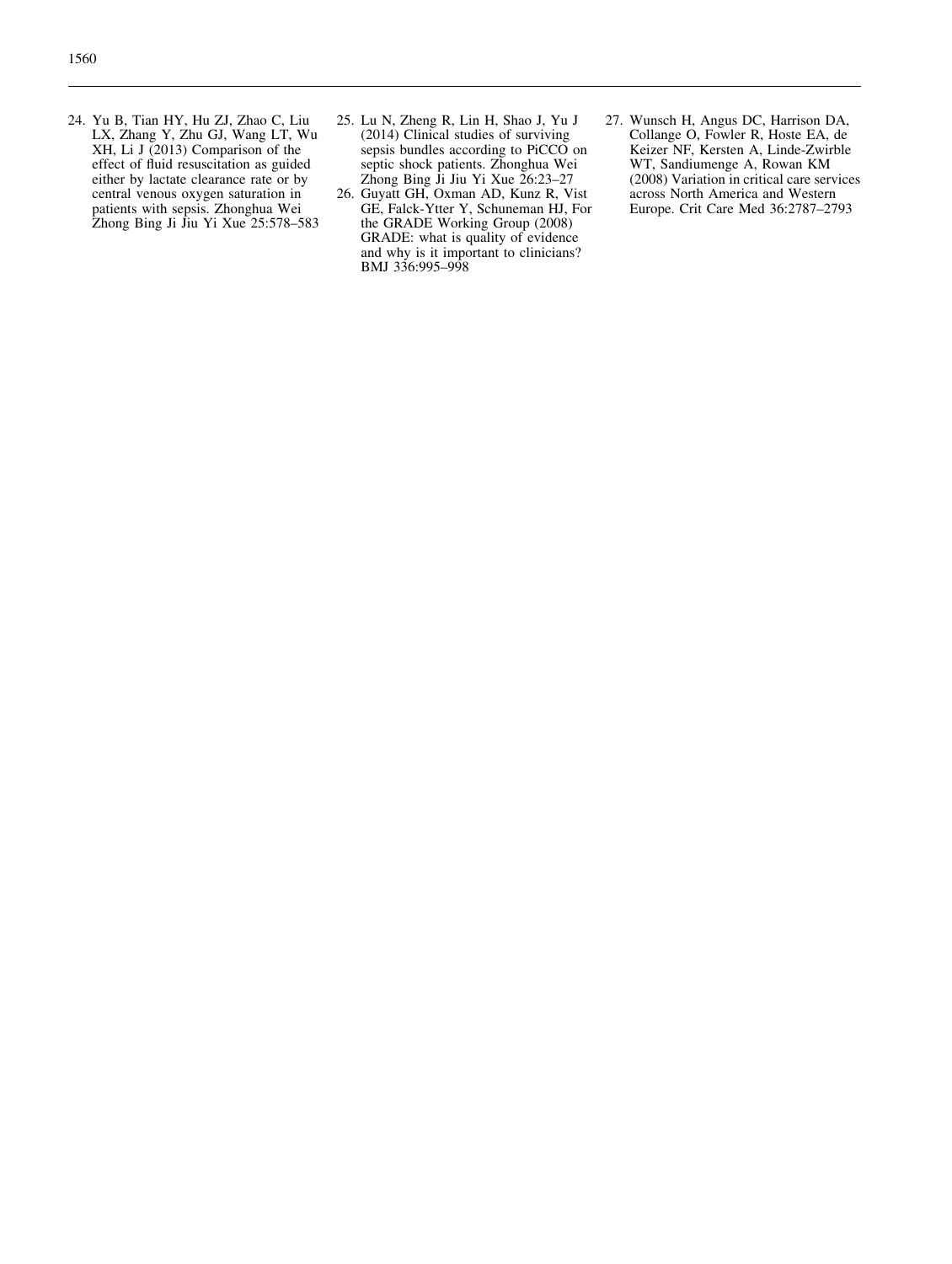24. Yu B, Tian HY, Hu ZJ, Zhao C, Liu LX, Zhang Y, Zhu GJ, Wang LT, Wu XH, Li J (2013) Comparison of the effect of fluid resuscitation as guided either by lactate clearance rate or by central venous oxygen saturation in patients with sepsis. Zhonghua Wei Zhong Bing Ji Jiu Yi Xue 25:578–583
25. Lu N, Zheng R, Lin H, Shao J, Yu J (2014) Clinical studies of surviving sepsis bundles according to PiCCO on septic shock patients. Zhonghua Wei Zhong Bing Ji Jiu Yi Xue 26:23–27
26. Guyatt GH, Oxman AD, Kunz R, Vist GE, Falck-Ytter Y, Schuneman HJ, For the GRADE Working Group (2008) GRADE: what is quality of evidence and why is it important to clinicians? BMJ 336:995–998
27. Wunsch H, Angus DC, Harrison DA, Collange O, Fowler R, Hoste EA, de Keizer NF, Kersten A, Linde-Zwirble WT, Sandiumenge A, Rowan KM (2008) Variation in critical care services across North America and Western Europe. Crit Care Med 36:2787–2793